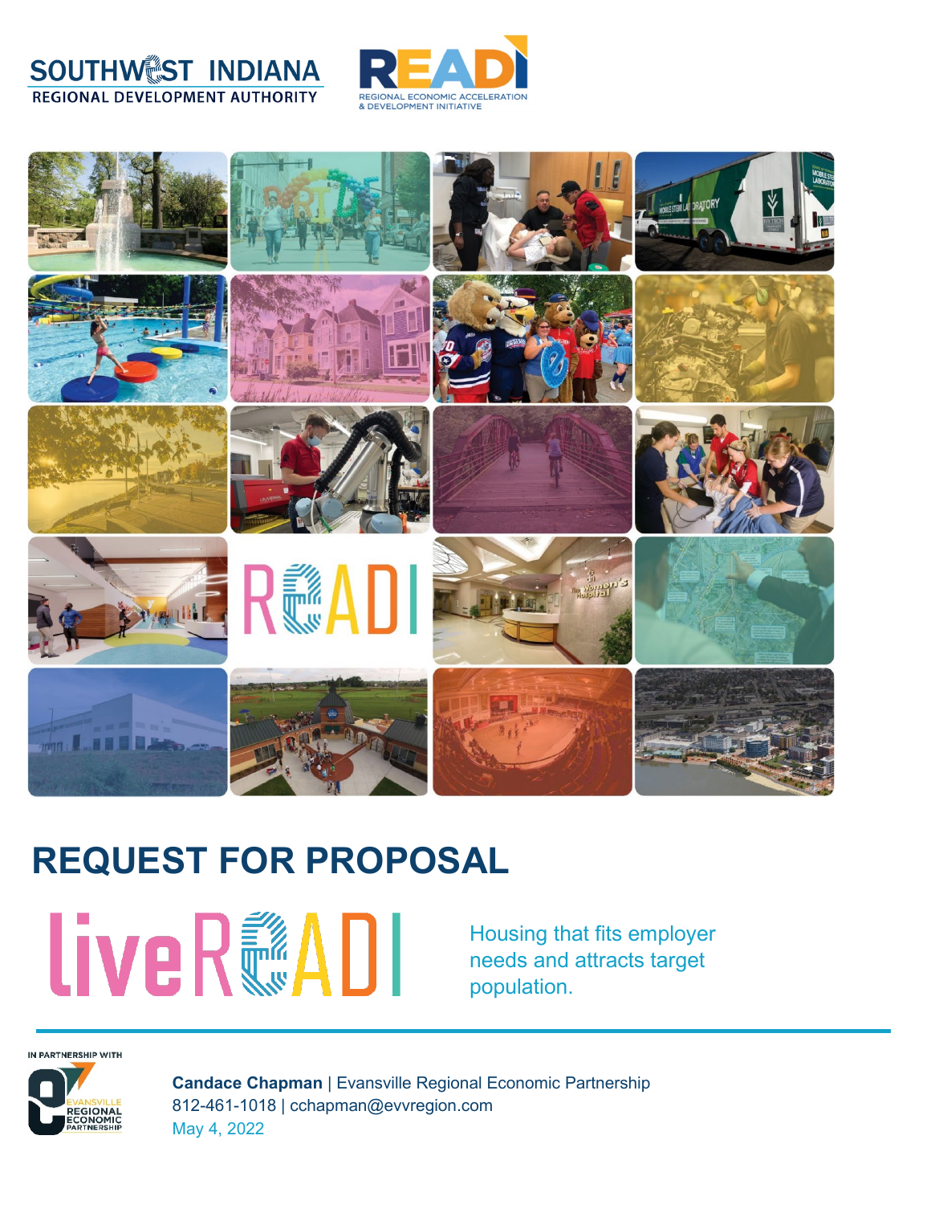SOUTHWEST INDIANA
REGIONAL DEVELOPMENT AUTHORITY

READI
REGIONAL ECONOMIC ACCELERATION & DEVELOPMENT INITIATIVE

# REQUEST FOR PROPOSAL

## liveREADI

Housing that fits employer needs and attracts target population.

IN PARTNERSHIP WITH

EVANSVILLE REGIONAL ECONOMIC PARTNERSHIP

**Candace Chapman** | Evansville Regional Economic Partnership
812-461-1018 | cchapman@evvregion.com
May 4, 2022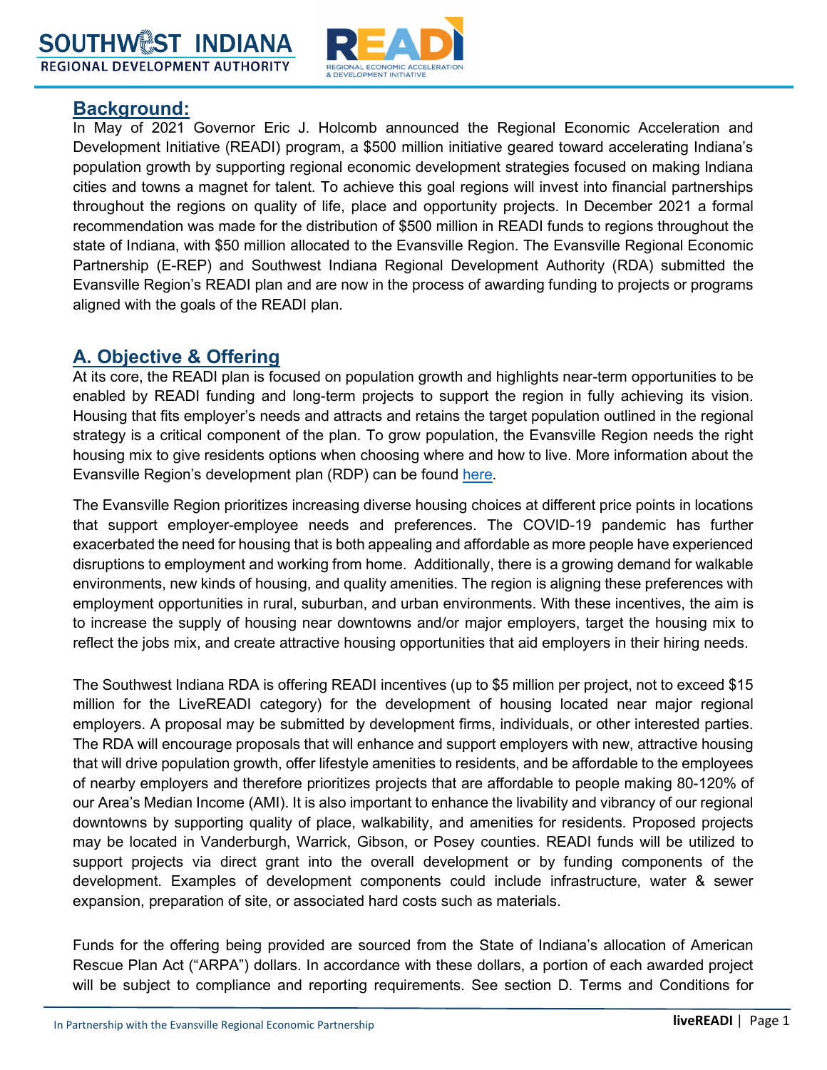## Background:

In May of 2021 Governor Eric J. Holcomb announced the Regional Economic Acceleration and Development Initiative (READI) program, a $500 million initiative geared toward accelerating Indiana's population growth by supporting regional economic development strategies focused on making Indiana cities and towns a magnet for talent. To achieve this goal regions will invest into financial partnerships throughout the regions on quality of life, place and opportunity projects. In December 2021 a formal recommendation was made for the distribution of $500 million in READI funds to regions throughout the state of Indiana, with $50 million allocated to the Evansville Region. The Evansville Regional Economic Partnership (E-REP) and Southwest Indiana Regional Development Authority (RDA) submitted the Evansville Region's READI plan and are now in the process of awarding funding to projects or programs aligned with the goals of the READI plan.

## A. Objective & Offering

At its core, the READI plan is focused on population growth and highlights near-term opportunities to be enabled by READI funding and long-term projects to support the region in fully achieving its vision. Housing that fits employer's needs and attracts and retains the target population outlined in the regional strategy is a critical component of the plan. To grow population, the Evansville Region needs the right housing mix to give residents options when choosing where and how to live. More information about the Evansville Region's development plan (RDP) can be found here.

The Evansville Region prioritizes increasing diverse housing choices at different price points in locations that support employer-employee needs and preferences. The COVID-19 pandemic has further exacerbated the need for housing that is both appealing and affordable as more people have experienced disruptions to employment and working from home. Additionally, there is a growing demand for walkable environments, new kinds of housing, and quality amenities. The region is aligning these preferences with employment opportunities in rural, suburban, and urban environments. With these incentives, the aim is to increase the supply of housing near downtowns and/or major employers, target the housing mix to reflect the jobs mix, and create attractive housing opportunities that aid employers in their hiring needs.

The Southwest Indiana RDA is offering READI incentives (up to $5 million per project, not to exceed $15 million for the LiveREADI category) for the development of housing located near major regional employers. A proposal may be submitted by development firms, individuals, or other interested parties. The RDA will encourage proposals that will enhance and support employers with new, attractive housing that will drive population growth, offer lifestyle amenities to residents, and be affordable to the employees of nearby employers and therefore prioritizes projects that are affordable to people making 80-120% of our Area's Median Income (AMI). It is also important to enhance the livability and vibrancy of our regional downtowns by supporting quality of place, walkability, and amenities for residents. Proposed projects may be located in Vanderburgh, Warrick, Gibson, or Posey counties. READI funds will be utilized to support projects via direct grant into the overall development or by funding components of the development. Examples of development components could include infrastructure, water & sewer expansion, preparation of site, or associated hard costs such as materials.

Funds for the offering being provided are sourced from the State of Indiana's allocation of American Rescue Plan Act ("ARPA") dollars. In accordance with these dollars, a portion of each awarded project will be subject to compliance and reporting requirements. See section D. Terms and Conditions for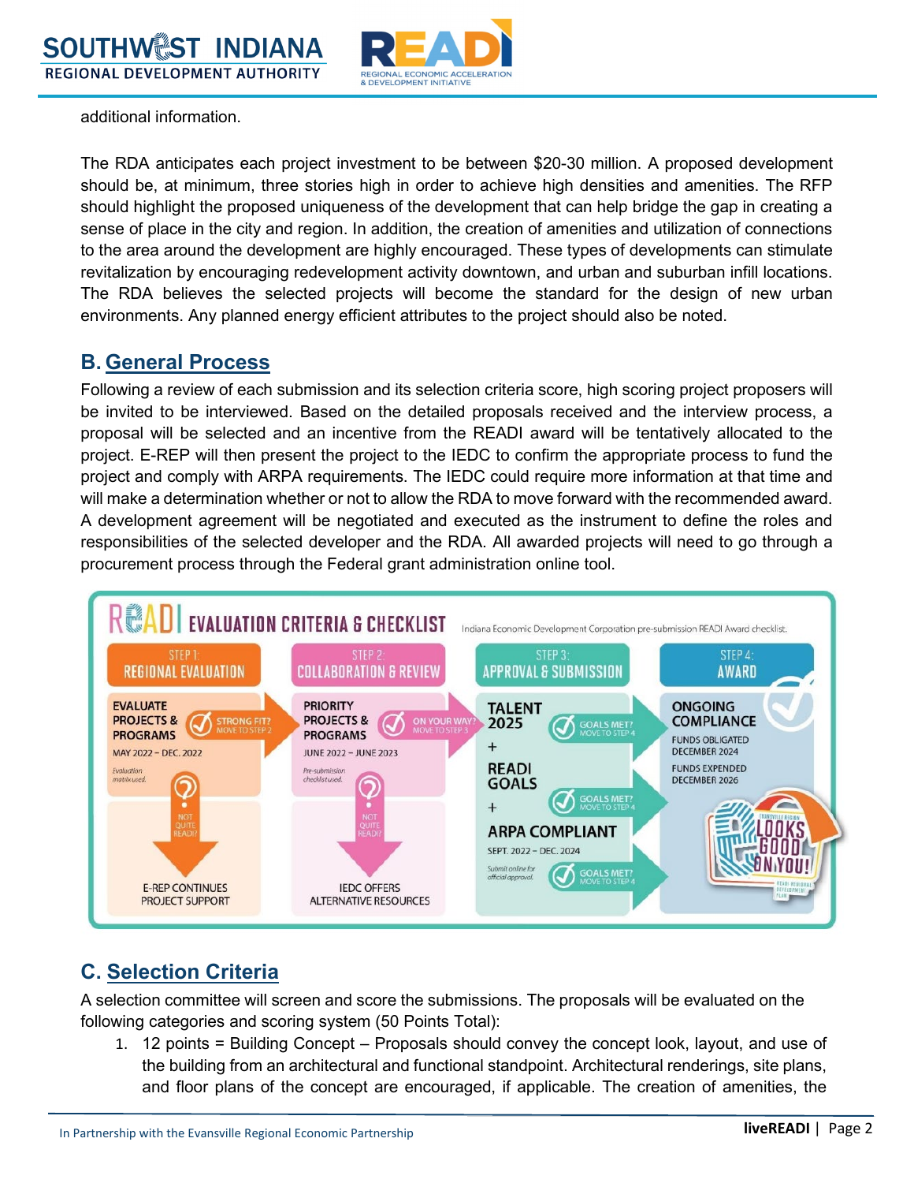additional information.

The RDA anticipates each project investment to be between $20-30 million. A proposed development should be, at minimum, three stories high in order to achieve high densities and amenities. The RFP should highlight the proposed uniqueness of the development that can help bridge the gap in creating a sense of place in the city and region. In addition, the creation of amenities and utilization of connections to the area around the development are highly encouraged. These types of developments can stimulate revitalization by encouraging redevelopment activity downtown, and urban and suburban infill locations. The RDA believes the selected projects will become the standard for the design of new urban environments. Any planned energy efficient attributes to the project should also be noted.

## B. General Process

Following a review of each submission and its selection criteria score, high scoring project proposers will be invited to be interviewed. Based on the detailed proposals received and the interview process, a proposal will be selected and an incentive from the READI award will be tentatively allocated to the project. E-REP will then present the project to the IEDC to confirm the appropriate process to fund the project and comply with ARPA requirements. The IEDC could require more information at that time and will make a determination whether or not to allow the RDA to move forward with the recommended award. A development agreement will be negotiated and executed as the instrument to define the roles and responsibilities of the selected developer and the RDA. All awarded projects will need to go through a procurement process through the Federal grant administration online tool.

**READI EVALUATION CRITERIA & CHECKLIST** — Indiana Economic Development Corporation pre-submission READI Award checklist.

| STEP 1: REGIONAL EVALUATION | STEP 2: COLLABORATION & REVIEW | STEP 3: APPROVAL & SUBMISSION | STEP 4: AWARD |
|---|---|---|---|
| EVALUATE PROJECTS & PROGRAMS — MAY 2022 – DEC. 2022 — Evaluation matrix used. STRONG FIT? MOVE TO STEP 2 | PRIORITY PROJECTS & PROGRAMS — JUNE 2022 – JUNE 2023 — Pre-submission checklist used. ON YOUR WAY? MOVE TO STEP 3 | TALENT 2025 (GOALS MET? MOVE TO STEP 4) + READI GOALS (GOALS MET? MOVE TO STEP 4) + ARPA COMPLIANT (GOALS MET? MOVE TO STEP 4) — SEPT. 2022 – DEC. 2024 — Submit online for official approval. | ONGOING COMPLIANCE — FUNDS OBLIGATED DECEMBER 2024 — FUNDS EXPENDED DECEMBER 2026 |
| NOT QUITE READI? E-REP CONTINUES PROJECT SUPPORT | NOT QUITE READI? IEDC OFFERS ALTERNATIVE RESOURCES | | LOOKS GOOD ON YOU! |

## C. Selection Criteria

A selection committee will screen and score the submissions. The proposals will be evaluated on the following categories and scoring system (50 Points Total):

1. 12 points = Building Concept – Proposals should convey the concept look, layout, and use of the building from an architectural and functional standpoint. Architectural renderings, site plans, and floor plans of the concept are encouraged, if applicable. The creation of amenities, the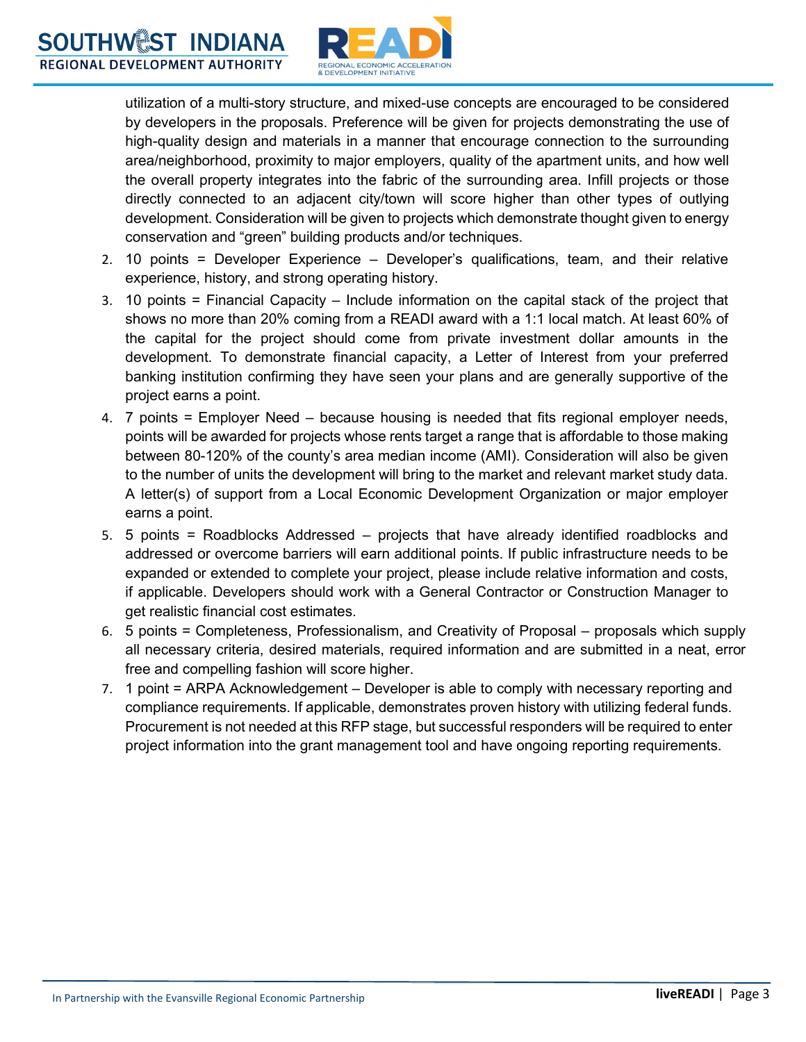utilization of a multi-story structure, and mixed-use concepts are encouraged to be considered by developers in the proposals. Preference will be given for projects demonstrating the use of high-quality design and materials in a manner that encourage connection to the surrounding area/neighborhood, proximity to major employers, quality of the apartment units, and how well the overall property integrates into the fabric of the surrounding area. Infill projects or those directly connected to an adjacent city/town will score higher than other types of outlying development. Consideration will be given to projects which demonstrate thought given to energy conservation and "green" building products and/or techniques.

2. 10 points = Developer Experience – Developer's qualifications, team, and their relative experience, history, and strong operating history.
3. 10 points = Financial Capacity – Include information on the capital stack of the project that shows no more than 20% coming from a READI award with a 1:1 local match. At least 60% of the capital for the project should come from private investment dollar amounts in the development. To demonstrate financial capacity, a Letter of Interest from your preferred banking institution confirming they have seen your plans and are generally supportive of the project earns a point.
4. 7 points = Employer Need – because housing is needed that fits regional employer needs, points will be awarded for projects whose rents target a range that is affordable to those making between 80-120% of the county's area median income (AMI). Consideration will also be given to the number of units the development will bring to the market and relevant market study data. A letter(s) of support from a Local Economic Development Organization or major employer earns a point.
5. 5 points = Roadblocks Addressed – projects that have already identified roadblocks and addressed or overcome barriers will earn additional points. If public infrastructure needs to be expanded or extended to complete your project, please include relative information and costs, if applicable. Developers should work with a General Contractor or Construction Manager to get realistic financial cost estimates.
6. 5 points = Completeness, Professionalism, and Creativity of Proposal – proposals which supply all necessary criteria, desired materials, required information and are submitted in a neat, error free and compelling fashion will score higher.
7. 1 point = ARPA Acknowledgement – Developer is able to comply with necessary reporting and compliance requirements. If applicable, demonstrates proven history with utilizing federal funds. Procurement is not needed at this RFP stage, but successful responders will be required to enter project information into the grant management tool and have ongoing reporting requirements.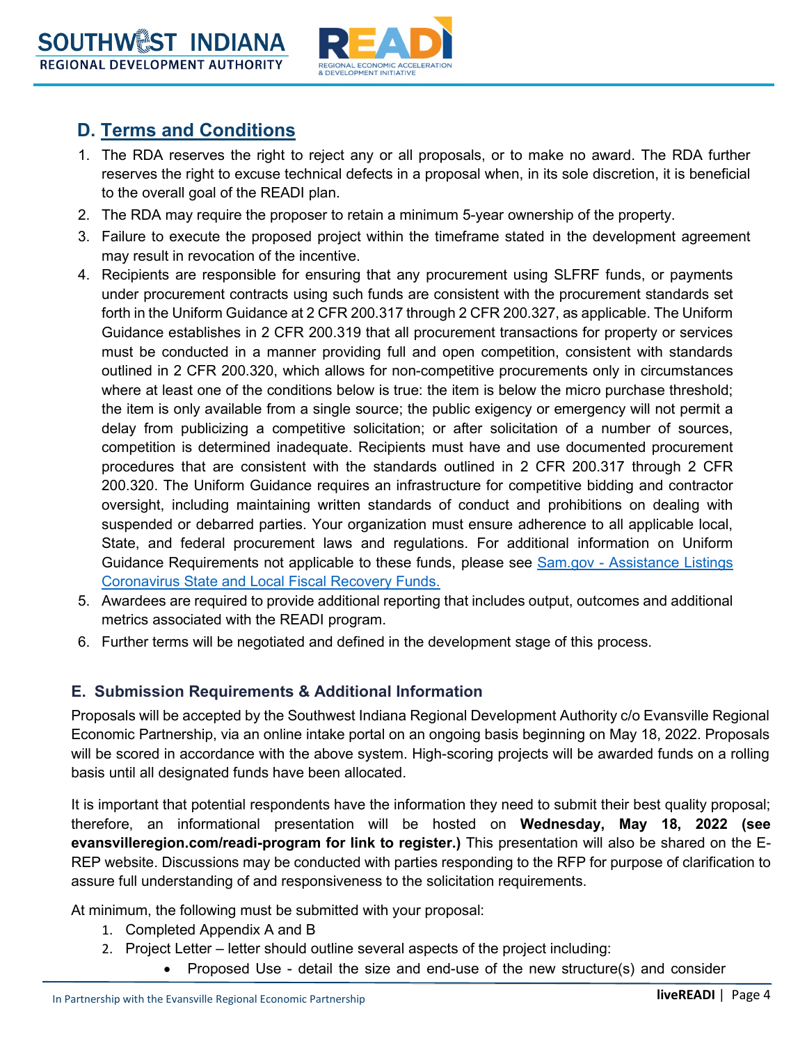## D. Terms and Conditions

1. The RDA reserves the right to reject any or all proposals, or to make no award. The RDA further reserves the right to excuse technical defects in a proposal when, in its sole discretion, it is beneficial to the overall goal of the READI plan.
2. The RDA may require the proposer to retain a minimum 5-year ownership of the property.
3. Failure to execute the proposed project within the timeframe stated in the development agreement may result in revocation of the incentive.
4. Recipients are responsible for ensuring that any procurement using SLFRF funds, or payments under procurement contracts using such funds are consistent with the procurement standards set forth in the Uniform Guidance at 2 CFR 200.317 through 2 CFR 200.327, as applicable. The Uniform Guidance establishes in 2 CFR 200.319 that all procurement transactions for property or services must be conducted in a manner providing full and open competition, consistent with standards outlined in 2 CFR 200.320, which allows for non-competitive procurements only in circumstances where at least one of the conditions below is true: the item is below the micro purchase threshold; the item is only available from a single source; the public exigency or emergency will not permit a delay from publicizing a competitive solicitation; or after solicitation of a number of sources, competition is determined inadequate. Recipients must have and use documented procurement procedures that are consistent with the standards outlined in 2 CFR 200.317 through 2 CFR 200.320. The Uniform Guidance requires an infrastructure for competitive bidding and contractor oversight, including maintaining written standards of conduct and prohibitions on dealing with suspended or debarred parties. Your organization must ensure adherence to all applicable local, State, and federal procurement laws and regulations. For additional information on Uniform Guidance Requirements not applicable to these funds, please see Sam.gov - Assistance Listings Coronavirus State and Local Fiscal Recovery Funds.
5. Awardees are required to provide additional reporting that includes output, outcomes and additional metrics associated with the READI program.
6. Further terms will be negotiated and defined in the development stage of this process.

## E. Submission Requirements & Additional Information

Proposals will be accepted by the Southwest Indiana Regional Development Authority c/o Evansville Regional Economic Partnership, via an online intake portal on an ongoing basis beginning on May 18, 2022. Proposals will be scored in accordance with the above system. High-scoring projects will be awarded funds on a rolling basis until all designated funds have been allocated.

It is important that potential respondents have the information they need to submit their best quality proposal; therefore, an informational presentation will be hosted on **Wednesday, May 18, 2022 (see evansvilleregion.com/readi-program for link to register.)** This presentation will also be shared on the E-REP website. Discussions may be conducted with parties responding to the RFP for purpose of clarification to assure full understanding of and responsiveness to the solicitation requirements.

At minimum, the following must be submitted with your proposal:

1. Completed Appendix A and B
2. Project Letter – letter should outline several aspects of the project including:
   - Proposed Use - detail the size and end-use of the new structure(s) and consider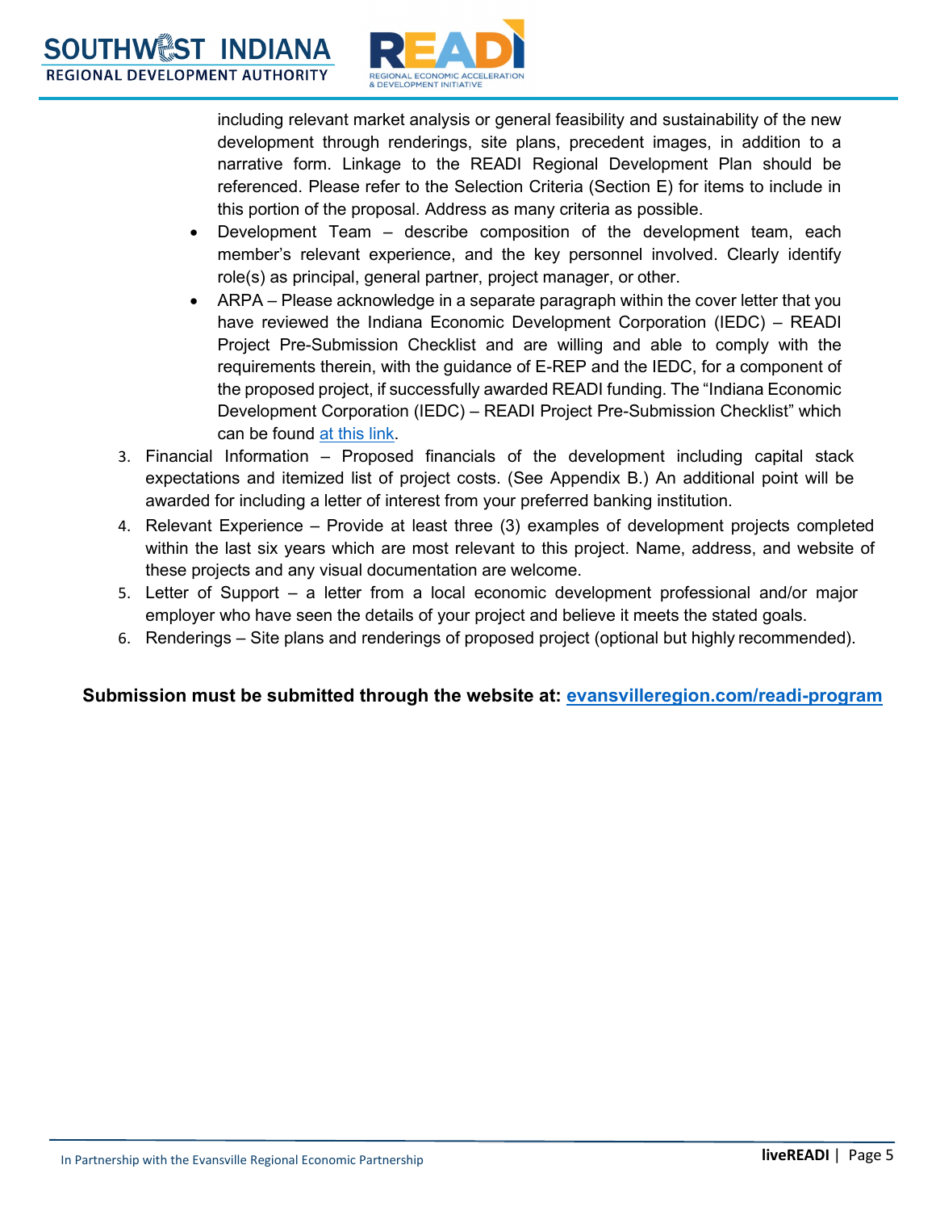including relevant market analysis or general feasibility and sustainability of the new development through renderings, site plans, precedent images, in addition to a narrative form. Linkage to the READI Regional Development Plan should be referenced. Please refer to the Selection Criteria (Section E) for items to include in this portion of the proposal. Address as many criteria as possible.

- Development Team – describe composition of the development team, each member's relevant experience, and the key personnel involved. Clearly identify role(s) as principal, general partner, project manager, or other.
- ARPA – Please acknowledge in a separate paragraph within the cover letter that you have reviewed the Indiana Economic Development Corporation (IEDC) – READI Project Pre-Submission Checklist and are willing and able to comply with the requirements therein, with the guidance of E-REP and the IEDC, for a component of the proposed project, if successfully awarded READI funding. The "Indiana Economic Development Corporation (IEDC) – READI Project Pre-Submission Checklist" which can be found at this link.

3. Financial Information – Proposed financials of the development including capital stack expectations and itemized list of project costs. (See Appendix B.) An additional point will be awarded for including a letter of interest from your preferred banking institution.
4. Relevant Experience – Provide at least three (3) examples of development projects completed within the last six years which are most relevant to this project. Name, address, and website of these projects and any visual documentation are welcome.
5. Letter of Support – a letter from a local economic development professional and/or major employer who have seen the details of your project and believe it meets the stated goals.
6. Renderings – Site plans and renderings of proposed project (optional but highly recommended).

**Submission must be submitted through the website at: evansvilleregion.com/readi-program**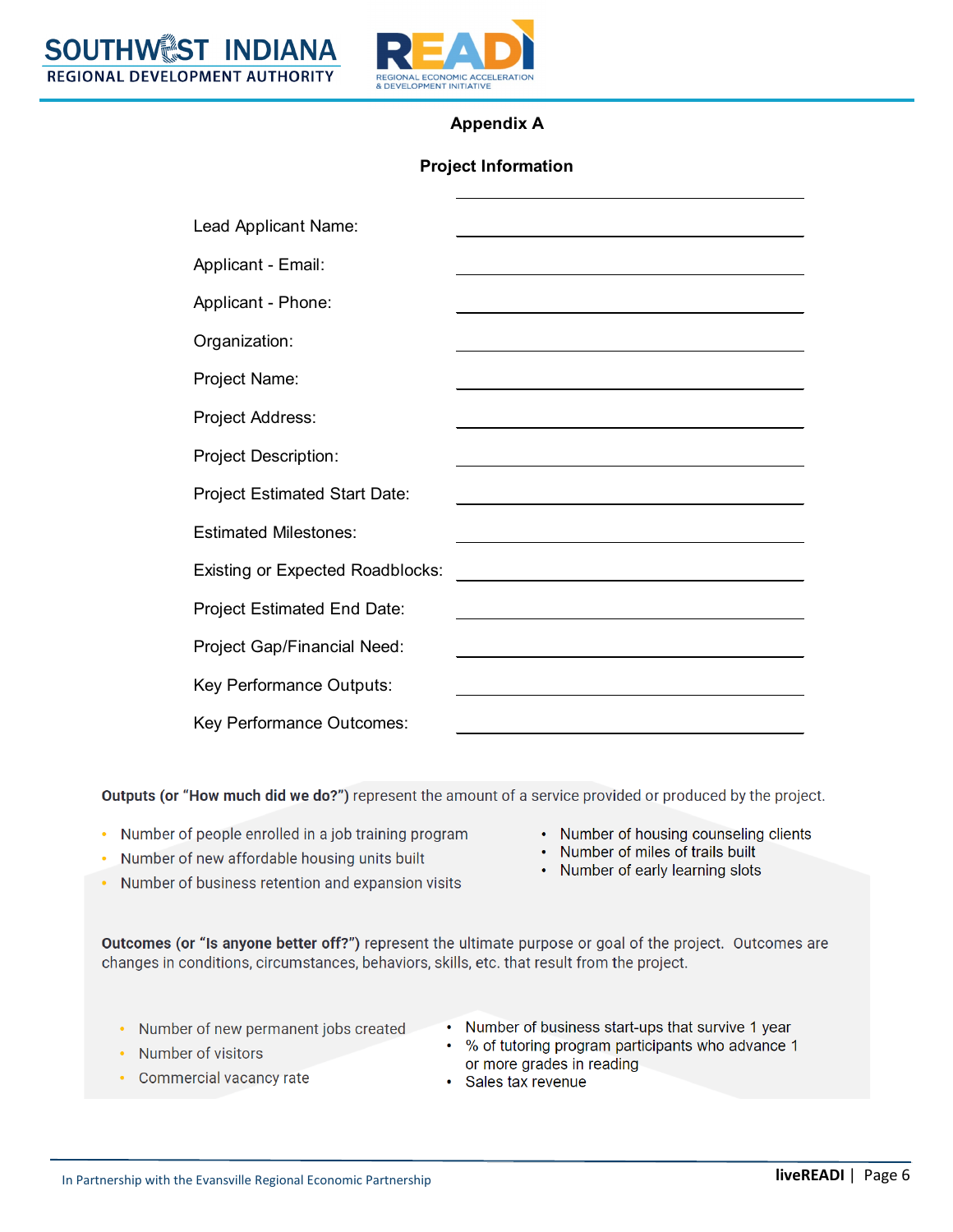## Appendix A

### Project Information

Lead Applicant Name: \_\_\_\_\_\_\_\_\_\_\_\_\_\_\_\_\_\_\_\_\_\_\_\_\_\_\_\_\_\_

Applicant - Email: \_\_\_\_\_\_\_\_\_\_\_\_\_\_\_\_\_\_\_\_\_\_\_\_\_\_\_\_\_\_

Applicant - Phone: \_\_\_\_\_\_\_\_\_\_\_\_\_\_\_\_\_\_\_\_\_\_\_\_\_\_\_\_\_\_

Organization: \_\_\_\_\_\_\_\_\_\_\_\_\_\_\_\_\_\_\_\_\_\_\_\_\_\_\_\_\_\_

Project Name: \_\_\_\_\_\_\_\_\_\_\_\_\_\_\_\_\_\_\_\_\_\_\_\_\_\_\_\_\_\_

Project Address: \_\_\_\_\_\_\_\_\_\_\_\_\_\_\_\_\_\_\_\_\_\_\_\_\_\_\_\_\_\_

Project Description: \_\_\_\_\_\_\_\_\_\_\_\_\_\_\_\_\_\_\_\_\_\_\_\_\_\_\_\_\_\_

Project Estimated Start Date: \_\_\_\_\_\_\_\_\_\_\_\_\_\_\_\_\_\_\_\_\_\_\_\_\_\_\_\_\_\_

Estimated Milestones: \_\_\_\_\_\_\_\_\_\_\_\_\_\_\_\_\_\_\_\_\_\_\_\_\_\_\_\_\_\_

Existing or Expected Roadblocks: \_\_\_\_\_\_\_\_\_\_\_\_\_\_\_\_\_\_\_\_\_\_\_\_\_\_\_\_\_\_

Project Estimated End Date: \_\_\_\_\_\_\_\_\_\_\_\_\_\_\_\_\_\_\_\_\_\_\_\_\_\_\_\_\_\_

Project Gap/Financial Need: \_\_\_\_\_\_\_\_\_\_\_\_\_\_\_\_\_\_\_\_\_\_\_\_\_\_\_\_\_\_

Key Performance Outputs: \_\_\_\_\_\_\_\_\_\_\_\_\_\_\_\_\_\_\_\_\_\_\_\_\_\_\_\_\_\_

Key Performance Outcomes: \_\_\_\_\_\_\_\_\_\_\_\_\_\_\_\_\_\_\_\_\_\_\_\_\_\_\_\_\_\_

**Outputs (or "How much did we do?")** represent the amount of a service provided or produced by the project.

- Number of people enrolled in a job training program
- Number of new affordable housing units built
- Number of business retention and expansion visits
- Number of housing counseling clients
- Number of miles of trails built
- Number of early learning slots

**Outcomes (or "Is anyone better off?")** represent the ultimate purpose or goal of the project. Outcomes are changes in conditions, circumstances, behaviors, skills, etc. that result from the project.

- Number of new permanent jobs created
- Number of visitors
- Commercial vacancy rate
- Number of business start-ups that survive 1 year
- % of tutoring program participants who advance 1 or more grades in reading
- Sales tax revenue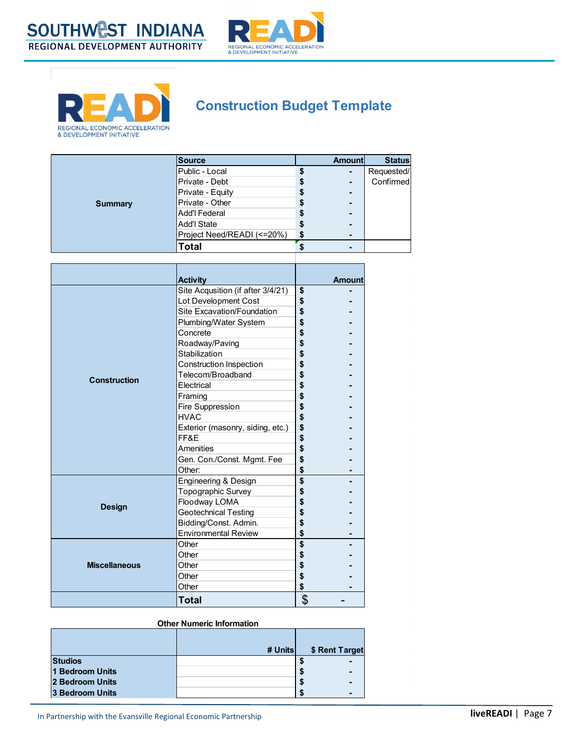## Construction Budget Template

| Summary | Source | Amount | Status |
|---|---|---|---|
| | Public - Local | $ - | Requested/ Confirmed |
| | Private - Debt | $ - | |
| | Private - Equity | $ - | |
| | Private - Other | $ - | |
| | Add'l Federal | $ - | |
| | Add'l State | $ - | |
| | Project Need/READI (<=20%) | $ - | |
| | **Total** | $ - | |

| | Activity | Amount |
|---|---|---|
| **Construction** | Site Acqusition (if after 3/4/21) | $ - |
| | Lot Development Cost | $ - |
| | Site Excavation/Foundation | $ - |
| | Plumbing/Water System | $ - |
| | Concrete | $ - |
| | Roadway/Paving | $ - |
| | Stabilization | $ - |
| | Construction Inspection | $ - |
| | Telecom/Broadband | $ - |
| | Electrical | $ - |
| | Framing | $ - |
| | Fire Suppression | $ - |
| | HVAC | $ - |
| | Exterior (masonry, siding, etc.) | $ - |
| | FF&E | $ - |
| | Amenities | $ - |
| | Gen. Con./Const. Mgmt. Fee | $ - |
| | Other: | $ - |
| **Design** | Engineering & Design | $ - |
| | Topographic Survey | $ - |
| | Floodway LOMA | $ - |
| | Geotechnical Testing | $ - |
| | Bidding/Const. Admin. | $ - |
| | Environmental Review | $ - |
| **Miscellaneous** | Other | $ - |
| | Other | $ - |
| | Other | $ - |
| | Other | $ - |
| | Other | $ - |
| | **Total** | $ - |

**Other Numeric Information**

| | # Units | $ Rent Target |
|---|---|---|
| **Studios** | | $ - |
| **1 Bedroom Units** | | $ - |
| **2 Bedroom Units** | | $ - |
| **3 Bedroom Units** | | $ - |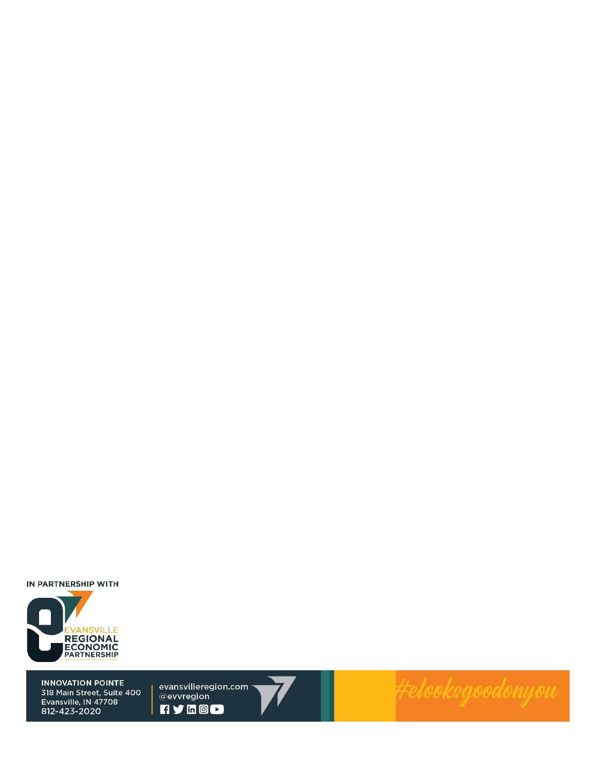IN PARTNERSHIP WITH

EVANSVILLE REGIONAL ECONOMIC PARTNERSHIP

**INNOVATION POINTE**
318 Main Street, Suite 400
Evansville, IN 47708
812-423-2020

evansvilleregion.com
@evvregion

#elooksgoodonyou